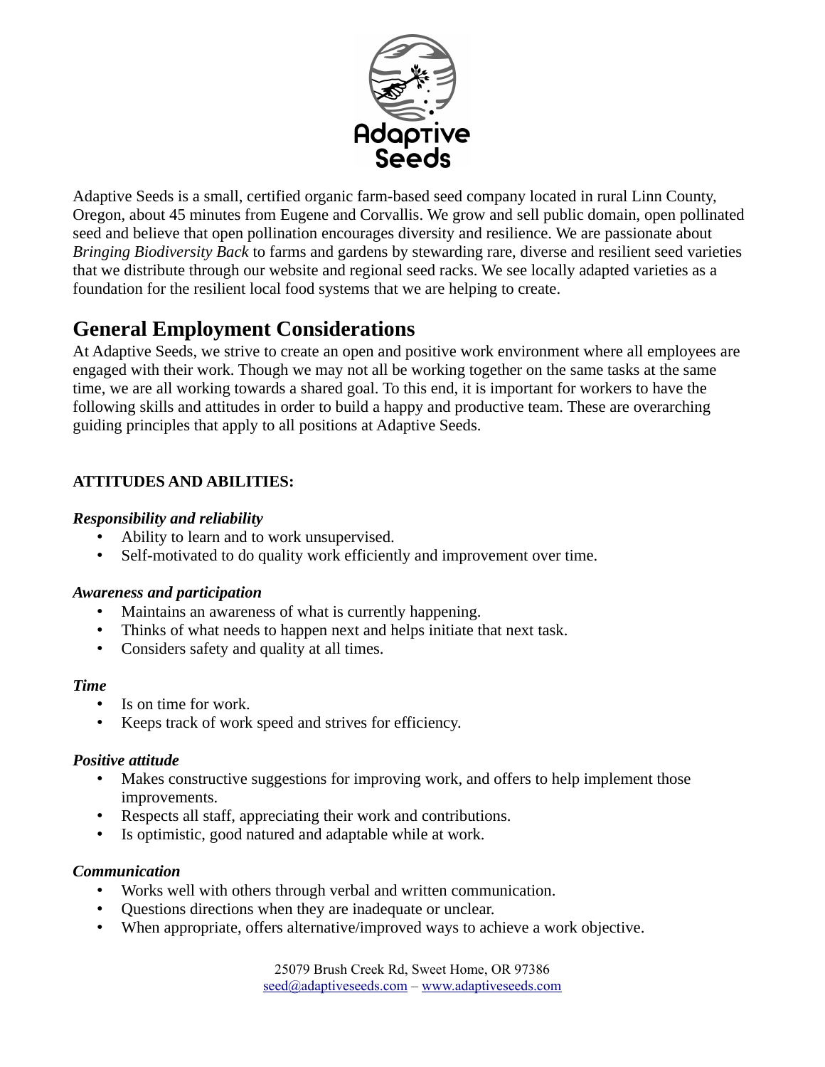Adaptive Seeds is a small, certified organic farm-based seed company located in rural Linn County, Oregon, about 45 minutes from Eugene and Corvallis. We grow and sell public domain, open pollinated seed and believe that open pollination encourages diversity and resilience. We are passionate about *Bringing Biodiversity Back* to farms and gardens by stewarding rare, diverse and resilient seed varieties that we distribute through our website and regional seed racks. We see locally adapted varieties as a foundation for the resilient local food systems that we are helping to create.

## General Employment Considerations

At Adaptive Seeds, we strive to create an open and positive work environment where all employees are engaged with their work. Though we may not all be working together on the same tasks at the same time, we are all working towards a shared goal. To this end, it is important for workers to have the following skills and attitudes in order to build a happy and productive team. These are overarching guiding principles that apply to all positions at Adaptive Seeds.

**ATTITUDES AND ABILITIES:**

***Responsibility and reliability***

- Ability to learn and to work unsupervised.
- Self-motivated to do quality work efficiently and improvement over time.

***Awareness and participation***

- Maintains an awareness of what is currently happening.
- Thinks of what needs to happen next and helps initiate that next task.
- Considers safety and quality at all times.

***Time***

- Is on time for work.
- Keeps track of work speed and strives for efficiency.

***Positive attitude***

- Makes constructive suggestions for improving work, and offers to help implement those improvements.
- Respects all staff, appreciating their work and contributions.
- Is optimistic, good natured and adaptable while at work.

***Communication***

- Works well with others through verbal and written communication.
- Questions directions when they are inadequate or unclear.
- When appropriate, offers alternative/improved ways to achieve a work objective.

25079 Brush Creek Rd, Sweet Home, OR 97386
seed@adaptiveseeds.com – www.adaptiveseeds.com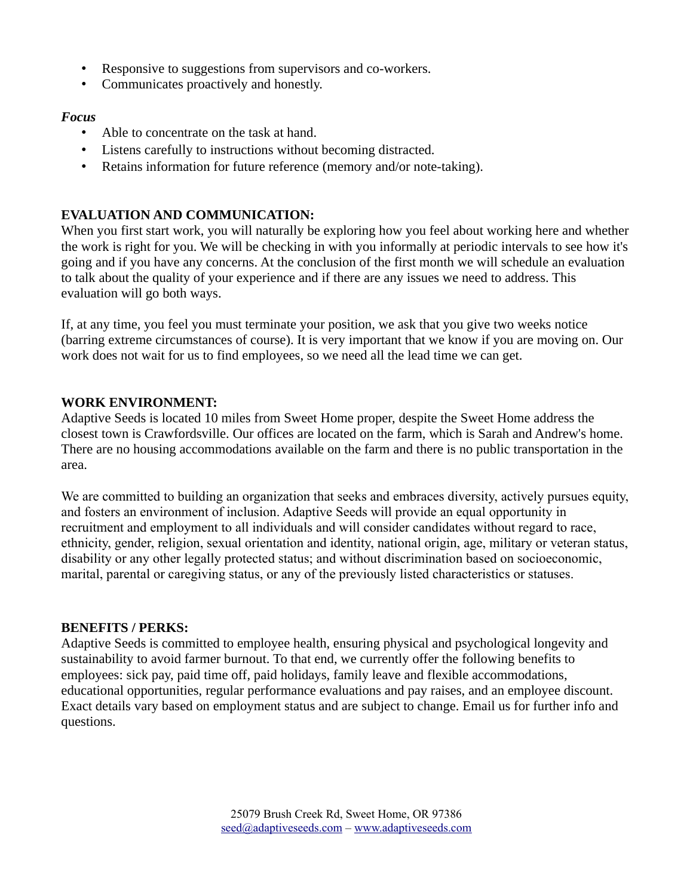- Responsive to suggestions from supervisors and co-workers.
- Communicates proactively and honestly.

***Focus***

- Able to concentrate on the task at hand.
- Listens carefully to instructions without becoming distracted.
- Retains information for future reference (memory and/or note-taking).

**EVALUATION AND COMMUNICATION:**

When you first start work, you will naturally be exploring how you feel about working here and whether the work is right for you. We will be checking in with you informally at periodic intervals to see how it's going and if you have any concerns. At the conclusion of the first month we will schedule an evaluation to talk about the quality of your experience and if there are any issues we need to address. This evaluation will go both ways.

If, at any time, you feel you must terminate your position, we ask that you give two weeks notice (barring extreme circumstances of course). It is very important that we know if you are moving on. Our work does not wait for us to find employees, so we need all the lead time we can get.

**WORK ENVIRONMENT:**

Adaptive Seeds is located 10 miles from Sweet Home proper, despite the Sweet Home address the closest town is Crawfordsville. Our offices are located on the farm, which is Sarah and Andrew's home. There are no housing accommodations available on the farm and there is no public transportation in the area.

We are committed to building an organization that seeks and embraces diversity, actively pursues equity, and fosters an environment of inclusion. Adaptive Seeds will provide an equal opportunity in recruitment and employment to all individuals and will consider candidates without regard to race, ethnicity, gender, religion, sexual orientation and identity, national origin, age, military or veteran status, disability or any other legally protected status; and without discrimination based on socioeconomic, marital, parental or caregiving status, or any of the previously listed characteristics or statuses.

**BENEFITS / PERKS:**

Adaptive Seeds is committed to employee health, ensuring physical and psychological longevity and sustainability to avoid farmer burnout. To that end, we currently offer the following benefits to employees: sick pay, paid time off, paid holidays, family leave and flexible accommodations, educational opportunities, regular performance evaluations and pay raises, and an employee discount. Exact details vary based on employment status and are subject to change. Email us for further info and questions.

25079 Brush Creek Rd, Sweet Home, OR 97386
seed@adaptiveseeds.com – www.adaptiveseeds.com